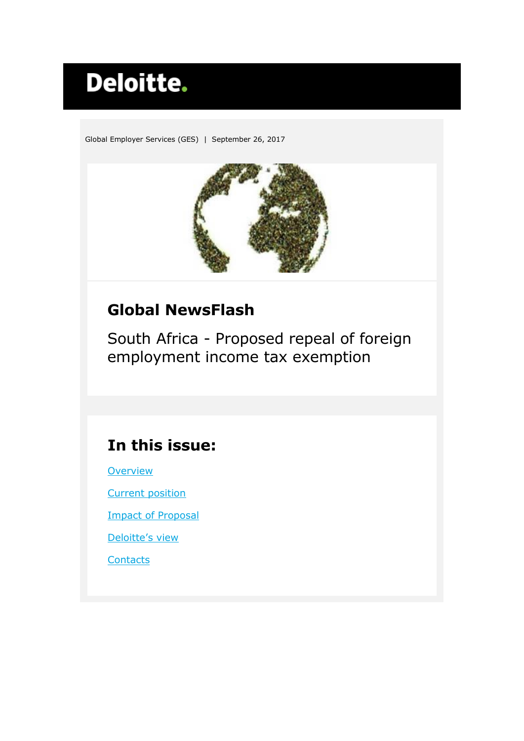Deloitte.

Global Employer Services (GES) | September 26, 2017

## Global NewsFlash

South Africa - Proposed repeal of foreign employment income tax exemption

## In this issue:

[Overview]

[Current position]

[Impact of Proposal]

[Deloitte's view]

[Contacts]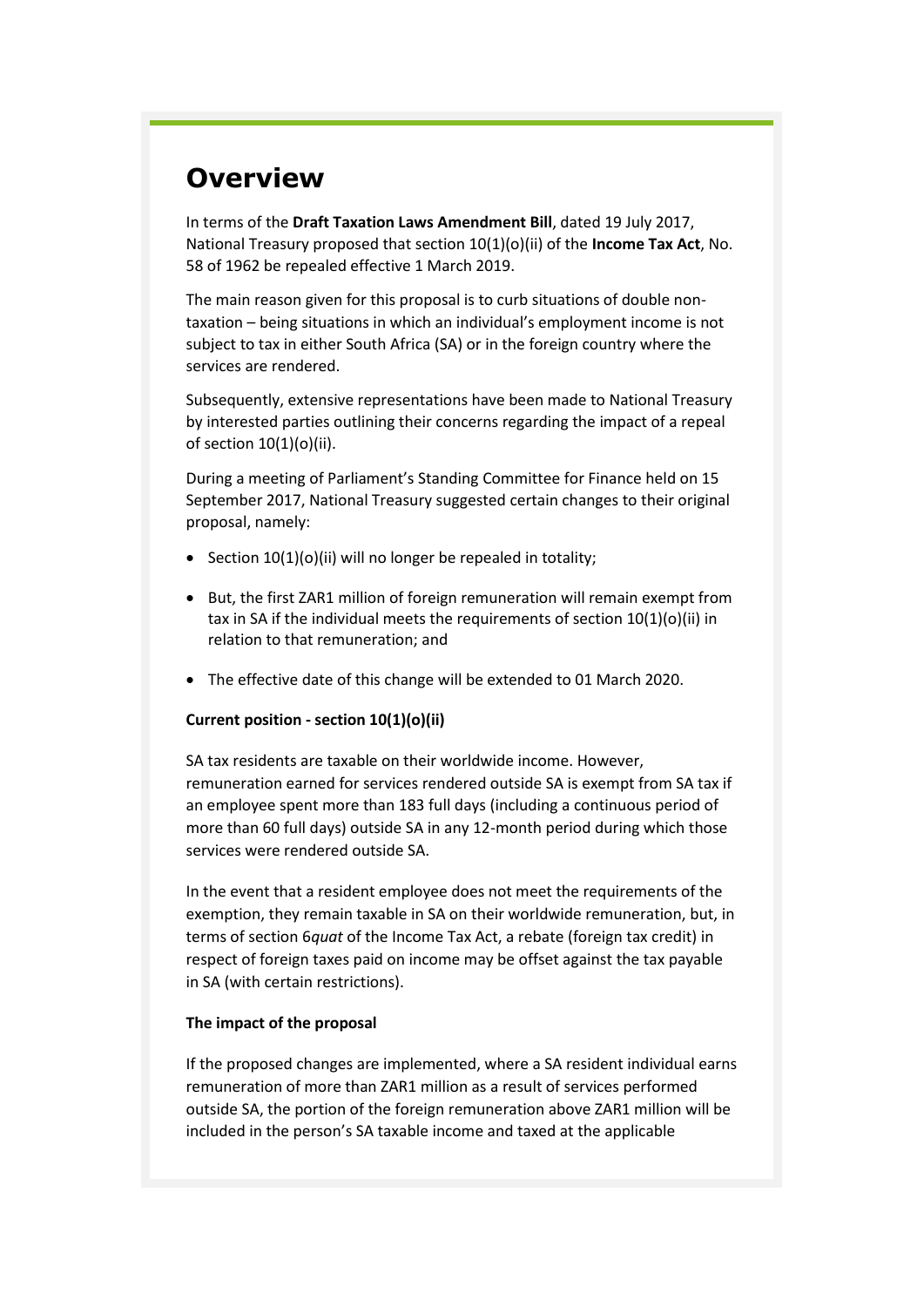## Overview

In terms of the **Draft Taxation Laws Amendment Bill**, dated 19 July 2017, National Treasury proposed that section 10(1)(o)(ii) of the **Income Tax Act**, No. 58 of 1962 be repealed effective 1 March 2019.

The main reason given for this proposal is to curb situations of double non-taxation – being situations in which an individual's employment income is not subject to tax in either South Africa (SA) or in the foreign country where the services are rendered.

Subsequently, extensive representations have been made to National Treasury by interested parties outlining their concerns regarding the impact of a repeal of section 10(1)(o)(ii).

During a meeting of Parliament's Standing Committee for Finance held on 15 September 2017, National Treasury suggested certain changes to their original proposal, namely:

- Section 10(1)(o)(ii) will no longer be repealed in totality;
- But, the first ZAR1 million of foreign remuneration will remain exempt from tax in SA if the individual meets the requirements of section 10(1)(o)(ii) in relation to that remuneration; and
- The effective date of this change will be extended to 01 March 2020.

**Current position - section 10(1)(o)(ii)**

SA tax residents are taxable on their worldwide income. However, remuneration earned for services rendered outside SA is exempt from SA tax if an employee spent more than 183 full days (including a continuous period of more than 60 full days) outside SA in any 12-month period during which those services were rendered outside SA.

In the event that a resident employee does not meet the requirements of the exemption, they remain taxable in SA on their worldwide remuneration, but, in terms of section 6*quat* of the Income Tax Act, a rebate (foreign tax credit) in respect of foreign taxes paid on income may be offset against the tax payable in SA (with certain restrictions).

**The impact of the proposal**

If the proposed changes are implemented, where a SA resident individual earns remuneration of more than ZAR1 million as a result of services performed outside SA, the portion of the foreign remuneration above ZAR1 million will be included in the person's SA taxable income and taxed at the applicable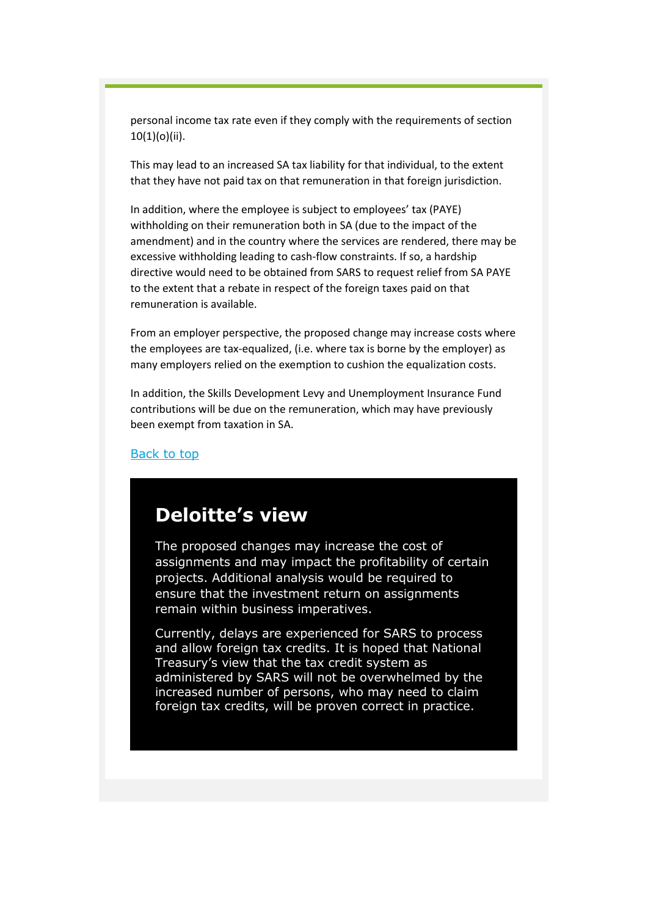personal income tax rate even if they comply with the requirements of section 10(1)(o)(ii).

This may lead to an increased SA tax liability for that individual, to the extent that they have not paid tax on that remuneration in that foreign jurisdiction.

In addition, where the employee is subject to employees' tax (PAYE) withholding on their remuneration both in SA (due to the impact of the amendment) and in the country where the services are rendered, there may be excessive withholding leading to cash-flow constraints. If so, a hardship directive would need to be obtained from SARS to request relief from SA PAYE to the extent that a rebate in respect of the foreign taxes paid on that remuneration is available.

From an employer perspective, the proposed change may increase costs where the employees are tax-equalized, (i.e. where tax is borne by the employer) as many employers relied on the exemption to cushion the equalization costs.

In addition, the Skills Development Levy and Unemployment Insurance Fund contributions will be due on the remuneration, which may have previously been exempt from taxation in SA.

Back to top

## Deloitte's view

The proposed changes may increase the cost of assignments and may impact the profitability of certain projects. Additional analysis would be required to ensure that the investment return on assignments remain within business imperatives.

Currently, delays are experienced for SARS to process and allow foreign tax credits. It is hoped that National Treasury's view that the tax credit system as administered by SARS will not be overwhelmed by the increased number of persons, who may need to claim foreign tax credits, will be proven correct in practice.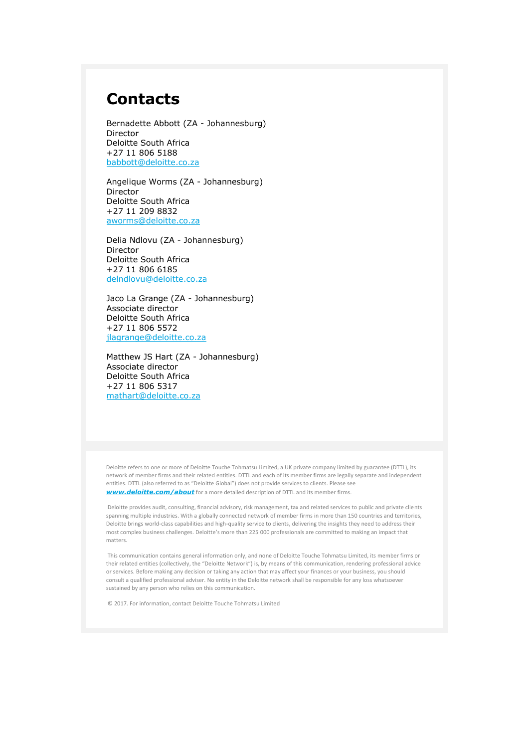# Contacts

Bernadette Abbott (ZA - Johannesburg)
Director
Deloitte South Africa
+27 11 806 5188
babbott@deloitte.co.za

Angelique Worms (ZA - Johannesburg)
Director
Deloitte South Africa
+27 11 209 8832
aworms@deloitte.co.za

Delia Ndlovu (ZA - Johannesburg)
Director
Deloitte South Africa
+27 11 806 6185
delndlovu@deloitte.co.za

Jaco La Grange (ZA - Johannesburg)
Associate director
Deloitte South Africa
+27 11 806 5572
jlagrange@deloitte.co.za

Matthew JS Hart (ZA - Johannesburg)
Associate director
Deloitte South Africa
+27 11 806 5317
mathart@deloitte.co.za

Deloitte refers to one or more of Deloitte Touche Tohmatsu Limited, a UK private company limited by guarantee (DTTL), its network of member firms and their related entities. DTTL and each of its member firms are legally separate and independent entities. DTTL (also referred to as "Deloitte Global") does not provide services to clients. Please see ***www.deloitte.com/about*** for a more detailed description of DTTL and its member firms.

Deloitte provides audit, consulting, financial advisory, risk management, tax and related services to public and private clients spanning multiple industries. With a globally connected network of member firms in more than 150 countries and territories, Deloitte brings world-class capabilities and high-quality service to clients, delivering the insights they need to address their most complex business challenges. Deloitte's more than 225 000 professionals are committed to making an impact that matters.

This communication contains general information only, and none of Deloitte Touche Tohmatsu Limited, its member firms or their related entities (collectively, the "Deloitte Network") is, by means of this communication, rendering professional advice or services. Before making any decision or taking any action that may affect your finances or your business, you should consult a qualified professional adviser. No entity in the Deloitte network shall be responsible for any loss whatsoever sustained by any person who relies on this communication.

© 2017. For information, contact Deloitte Touche Tohmatsu Limited